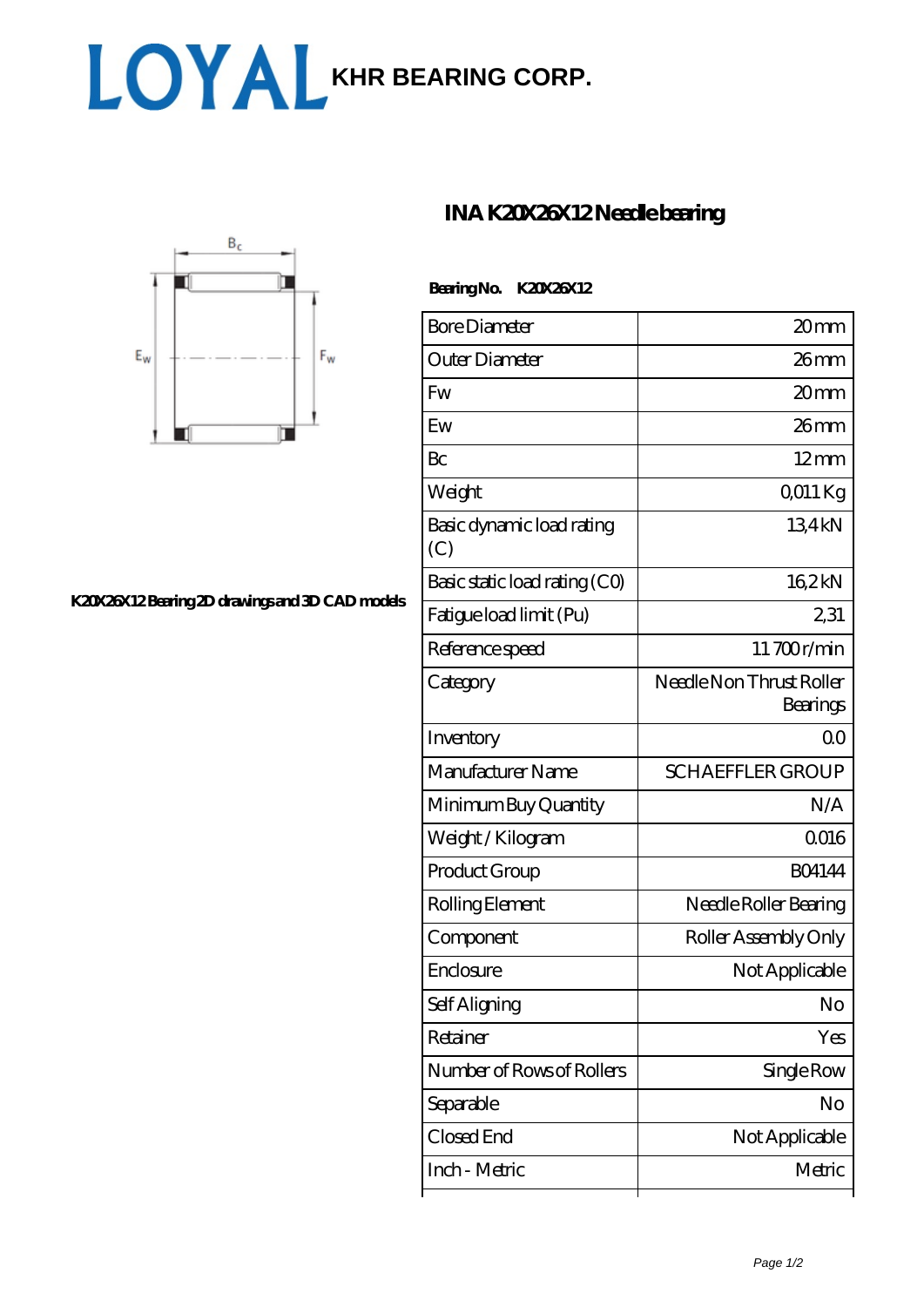LOYAL KHR BEARING CORP.

# INA K20X26X12 Needle bearing

K20X26X12 Bearing 2D drawings and 3D CAD models

**Bearing No.** K20X26X12

| Bore Diameter | 20 mm |
|---|---|
| Outer Diameter | 26 mm |
| Fw | 20 mm |
| Ew | 26 mm |
| Bc | 12 mm |
| Weight | 0,011 Kg |
| Basic dynamic load rating (C) | 13,4 kN |
| Basic static load rating (C0) | 16,2 kN |
| Fatigue load limit (Pu) | 2,31 |
| Reference speed | 11 700 r/min |
| Category | Needle Non Thrust Roller Bearings |
| Inventory | 0.0 |
| Manufacturer Name | SCHAEFFLER GROUP |
| Minimum Buy Quantity | N/A |
| Weight / Kilogram | 0.016 |
| Product Group | B04144 |
| Rolling Element | Needle Roller Bearing |
| Component | Roller Assembly Only |
| Enclosure | Not Applicable |
| Self Aligning | No |
| Retainer | Yes |
| Number of Rows of Rollers | Single Row |
| Separable | No |
| Closed End | Not Applicable |
| Inch - Metric | Metric |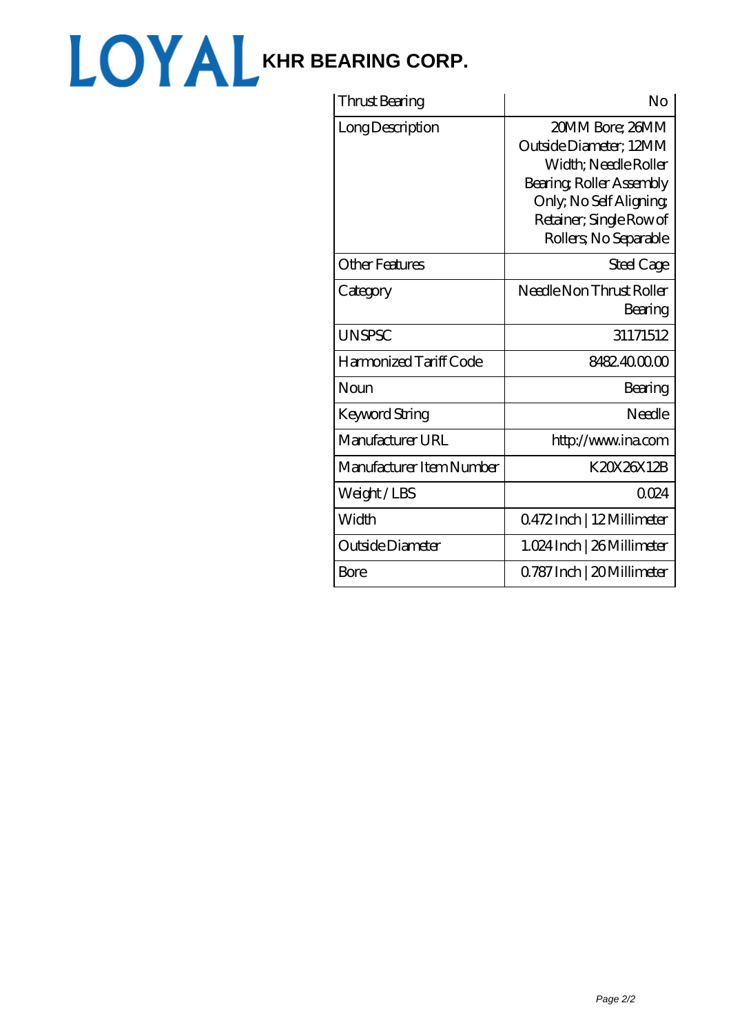LOYAL KHR BEARING CORP.

| | |
|---|---|
| Thrust Bearing | No |
| Long Description | 20MM Bore; 26MM Outside Diameter; 12MM Width; Needle Roller Bearing; Roller Assembly Only; No Self Aligning; Retainer; Single Row of Rollers; No Separable |
| Other Features | Steel Cage |
| Category | Needle Non Thrust Roller Bearing |
| UNSPSC | 31171512 |
| Harmonized Tariff Code | 8482.40.00.00 |
| Noun | Bearing |
| Keyword String | Needle |
| Manufacturer URL | http://www.ina.com |
| Manufacturer Item Number | K20X26X12B |
| Weight / LBS | 0.024 |
| Width | 0.472 Inch \| 12 Millimeter |
| Outside Diameter | 1.024 Inch \| 26 Millimeter |
| Bore | 0.787 Inch \| 20 Millimeter |